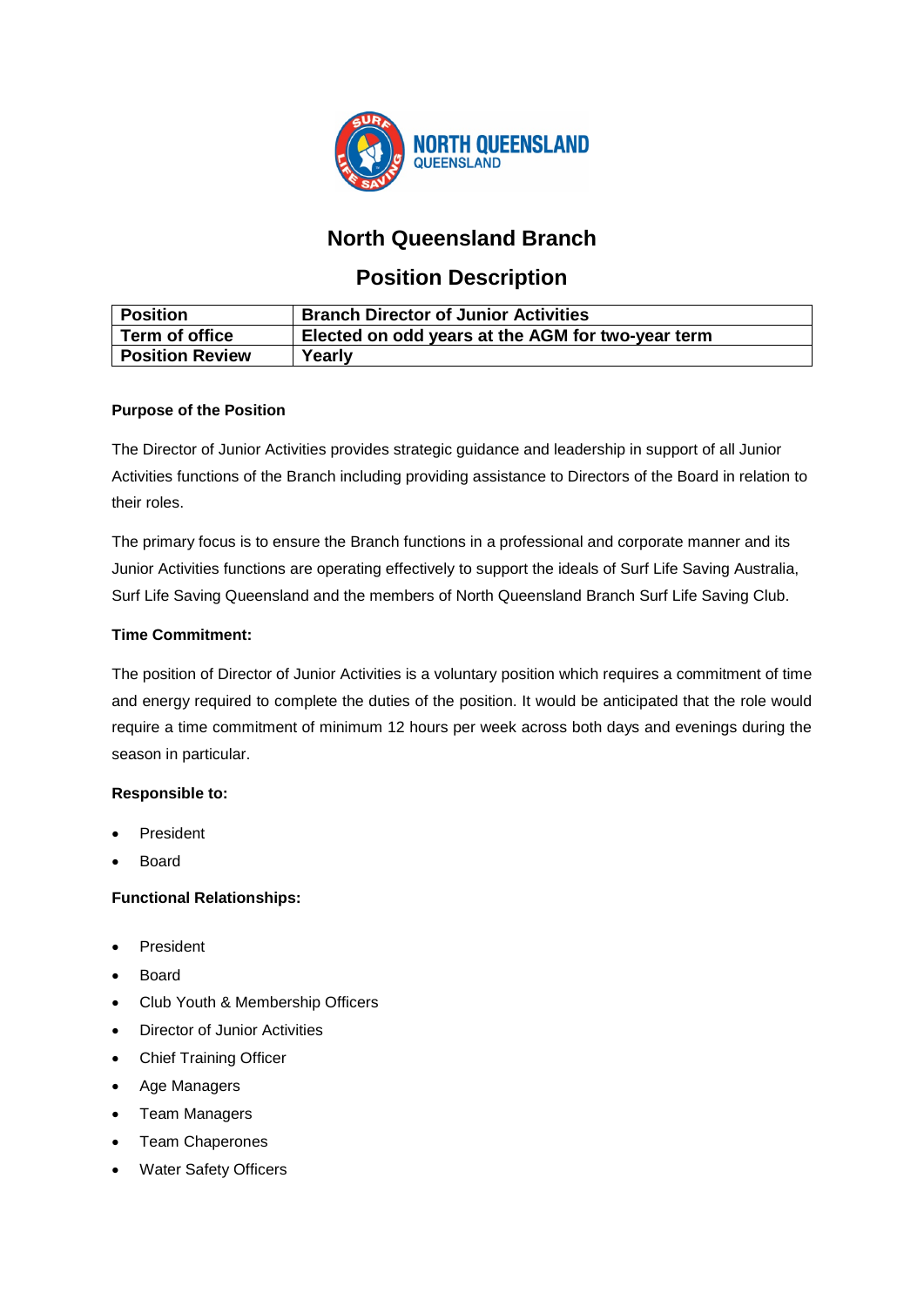# North Queensland Branch

## Position Description

| Position | Branch Director of Junior Activities |
|---|---|
| Term of office | Elected on odd years at the AGM for two-year term |
| Position Review | Yearly |

**Purpose of the Position**

The Director of Junior Activities provides strategic guidance and leadership in support of all Junior Activities functions of the Branch including providing assistance to Directors of the Board in relation to their roles.

The primary focus is to ensure the Branch functions in a professional and corporate manner and its Junior Activities functions are operating effectively to support the ideals of Surf Life Saving Australia, Surf Life Saving Queensland and the members of North Queensland Branch Surf Life Saving Club.

**Time Commitment:**

The position of Director of Junior Activities is a voluntary position which requires a commitment of time and energy required to complete the duties of the position. It would be anticipated that the role would require a time commitment of minimum 12 hours per week across both days and evenings during the season in particular.

**Responsible to:**

- President
- Board

**Functional Relationships:**

- President
- Board
- Club Youth & Membership Officers
- Director of Junior Activities
- Chief Training Officer
- Age Managers
- Team Managers
- Team Chaperones
- Water Safety Officers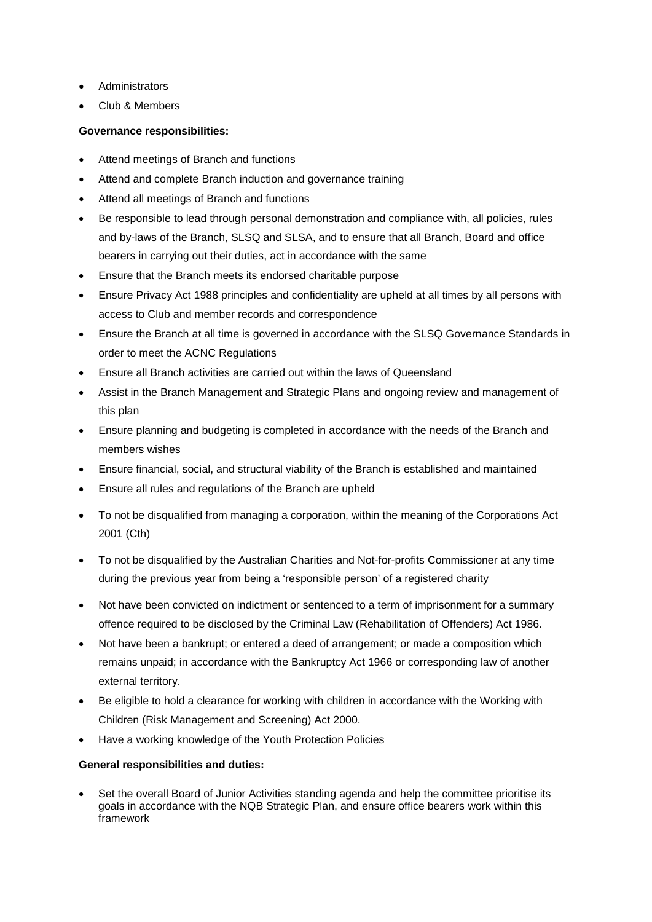- Administrators
- Club & Members

**Governance responsibilities:**

- Attend meetings of Branch and functions
- Attend and complete Branch induction and governance training
- Attend all meetings of Branch and functions
- Be responsible to lead through personal demonstration and compliance with, all policies, rules and by-laws of the Branch, SLSQ and SLSA, and to ensure that all Branch, Board and office bearers in carrying out their duties, act in accordance with the same
- Ensure that the Branch meets its endorsed charitable purpose
- Ensure Privacy Act 1988 principles and confidentiality are upheld at all times by all persons with access to Club and member records and correspondence
- Ensure the Branch at all time is governed in accordance with the SLSQ Governance Standards in order to meet the ACNC Regulations
- Ensure all Branch activities are carried out within the laws of Queensland
- Assist in the Branch Management and Strategic Plans and ongoing review and management of this plan
- Ensure planning and budgeting is completed in accordance with the needs of the Branch and members wishes
- Ensure financial, social, and structural viability of the Branch is established and maintained
- Ensure all rules and regulations of the Branch are upheld
- To not be disqualified from managing a corporation, within the meaning of the Corporations Act 2001 (Cth)
- To not be disqualified by the Australian Charities and Not-for-profits Commissioner at any time during the previous year from being a 'responsible person' of a registered charity
- Not have been convicted on indictment or sentenced to a term of imprisonment for a summary offence required to be disclosed by the Criminal Law (Rehabilitation of Offenders) Act 1986.
- Not have been a bankrupt; or entered a deed of arrangement; or made a composition which remains unpaid; in accordance with the Bankruptcy Act 1966 or corresponding law of another external territory.
- Be eligible to hold a clearance for working with children in accordance with the Working with Children (Risk Management and Screening) Act 2000.
- Have a working knowledge of the Youth Protection Policies

**General responsibilities and duties:**

- Set the overall Board of Junior Activities standing agenda and help the committee prioritise its goals in accordance with the NQB Strategic Plan, and ensure office bearers work within this framework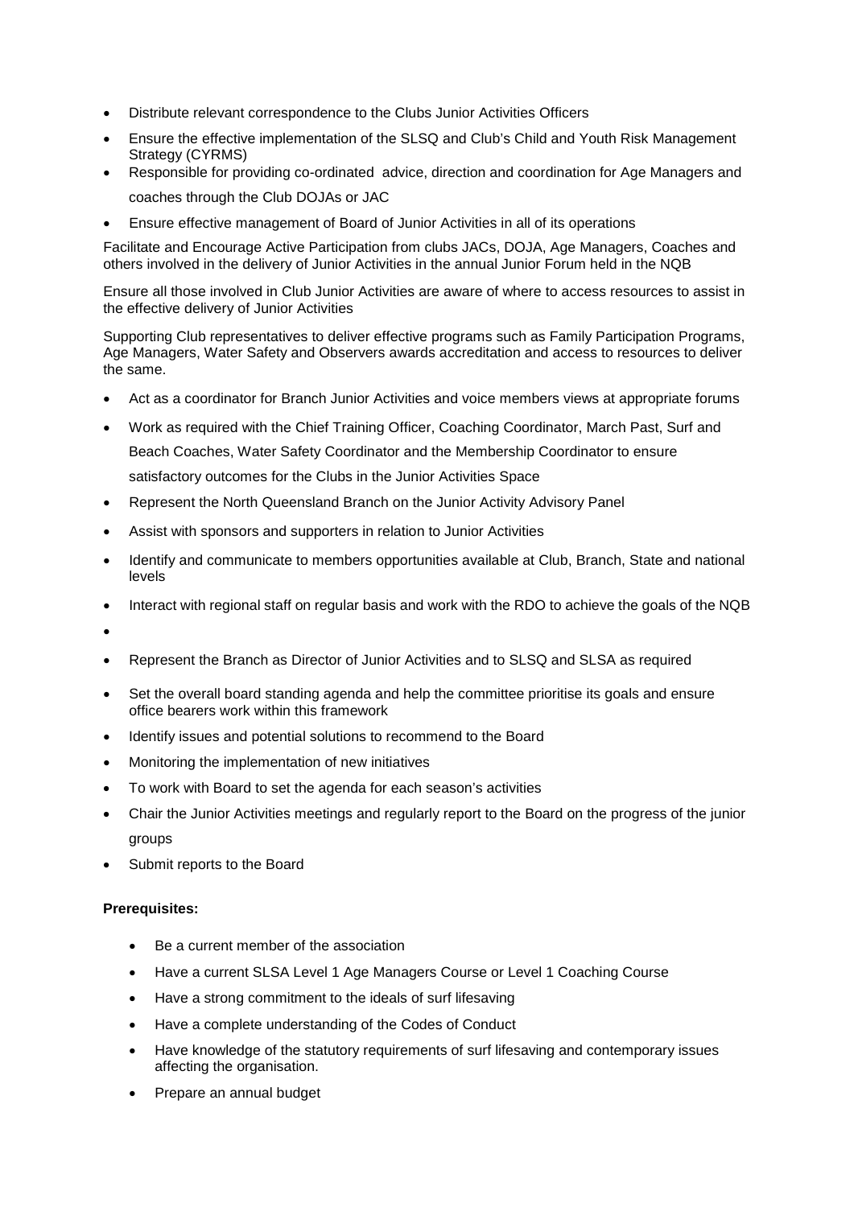- Distribute relevant correspondence to the Clubs Junior Activities Officers
- Ensure the effective implementation of the SLSQ and Club's Child and Youth Risk Management Strategy (CYRMS)
- Responsible for providing co-ordinated advice, direction and coordination for Age Managers and coaches through the Club DOJAs or JAC
- Ensure effective management of Board of Junior Activities in all of its operations

Facilitate and Encourage Active Participation from clubs JACs, DOJA, Age Managers, Coaches and others involved in the delivery of Junior Activities in the annual Junior Forum held in the NQB

Ensure all those involved in Club Junior Activities are aware of where to access resources to assist in the effective delivery of Junior Activities

Supporting Club representatives to deliver effective programs such as Family Participation Programs, Age Managers, Water Safety and Observers awards accreditation and access to resources to deliver the same.

- Act as a coordinator for Branch Junior Activities and voice members views at appropriate forums
- Work as required with the Chief Training Officer, Coaching Coordinator, March Past, Surf and Beach Coaches, Water Safety Coordinator and the Membership Coordinator to ensure satisfactory outcomes for the Clubs in the Junior Activities Space
- Represent the North Queensland Branch on the Junior Activity Advisory Panel
- Assist with sponsors and supporters in relation to Junior Activities
- Identify and communicate to members opportunities available at Club, Branch, State and national levels
- Interact with regional staff on regular basis and work with the RDO to achieve the goals of the NQB
- 
- Represent the Branch as Director of Junior Activities and to SLSQ and SLSA as required
- Set the overall board standing agenda and help the committee prioritise its goals and ensure office bearers work within this framework
- Identify issues and potential solutions to recommend to the Board
- Monitoring the implementation of new initiatives
- To work with Board to set the agenda for each season's activities
- Chair the Junior Activities meetings and regularly report to the Board on the progress of the junior groups
- Submit reports to the Board

**Prerequisites:**

- Be a current member of the association
- Have a current SLSA Level 1 Age Managers Course or Level 1 Coaching Course
- Have a strong commitment to the ideals of surf lifesaving
- Have a complete understanding of the Codes of Conduct
- Have knowledge of the statutory requirements of surf lifesaving and contemporary issues affecting the organisation.
- Prepare an annual budget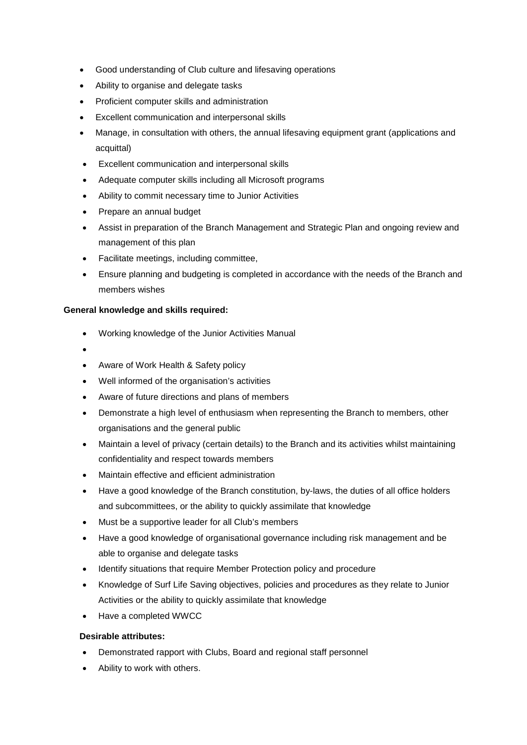- Good understanding of Club culture and lifesaving operations
- Ability to organise and delegate tasks
- Proficient computer skills and administration
- Excellent communication and interpersonal skills
- Manage, in consultation with others, the annual lifesaving equipment grant (applications and acquittal)
- Excellent communication and interpersonal skills
- Adequate computer skills including all Microsoft programs
- Ability to commit necessary time to Junior Activities
- Prepare an annual budget
- Assist in preparation of the Branch Management and Strategic Plan and ongoing review and management of this plan
- Facilitate meetings, including committee,
- Ensure planning and budgeting is completed in accordance with the needs of the Branch and members wishes

**General knowledge and skills required:**

- Working knowledge of the Junior Activities Manual
- 
- Aware of Work Health & Safety policy
- Well informed of the organisation's activities
- Aware of future directions and plans of members
- Demonstrate a high level of enthusiasm when representing the Branch to members, other organisations and the general public
- Maintain a level of privacy (certain details) to the Branch and its activities whilst maintaining confidentiality and respect towards members
- Maintain effective and efficient administration
- Have a good knowledge of the Branch constitution, by-laws, the duties of all office holders and subcommittees, or the ability to quickly assimilate that knowledge
- Must be a supportive leader for all Club's members
- Have a good knowledge of organisational governance including risk management and be able to organise and delegate tasks
- Identify situations that require Member Protection policy and procedure
- Knowledge of Surf Life Saving objectives, policies and procedures as they relate to Junior Activities or the ability to quickly assimilate that knowledge
- Have a completed WWCC

**Desirable attributes:**

- Demonstrated rapport with Clubs, Board and regional staff personnel
- Ability to work with others.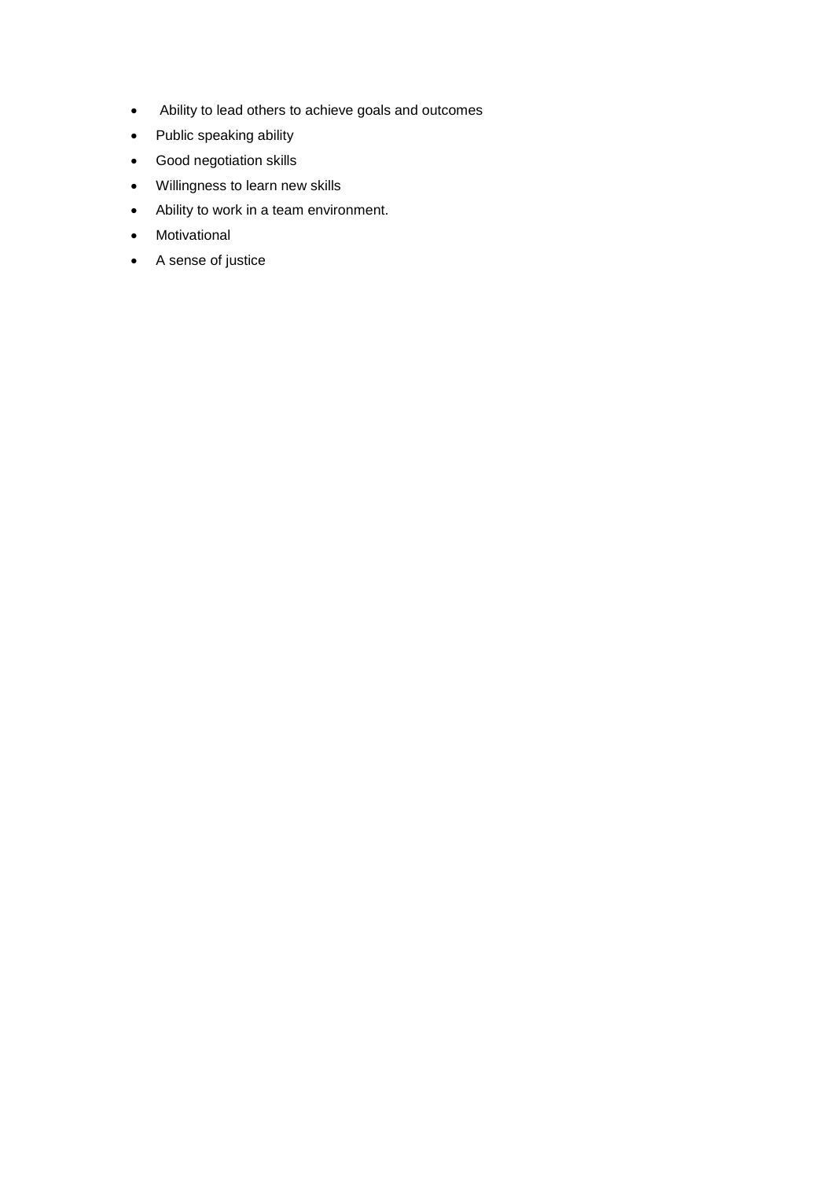- Ability to lead others to achieve goals and outcomes
- Public speaking ability
- Good negotiation skills
- Willingness to learn new skills
- Ability to work in a team environment.
- Motivational
- A sense of justice